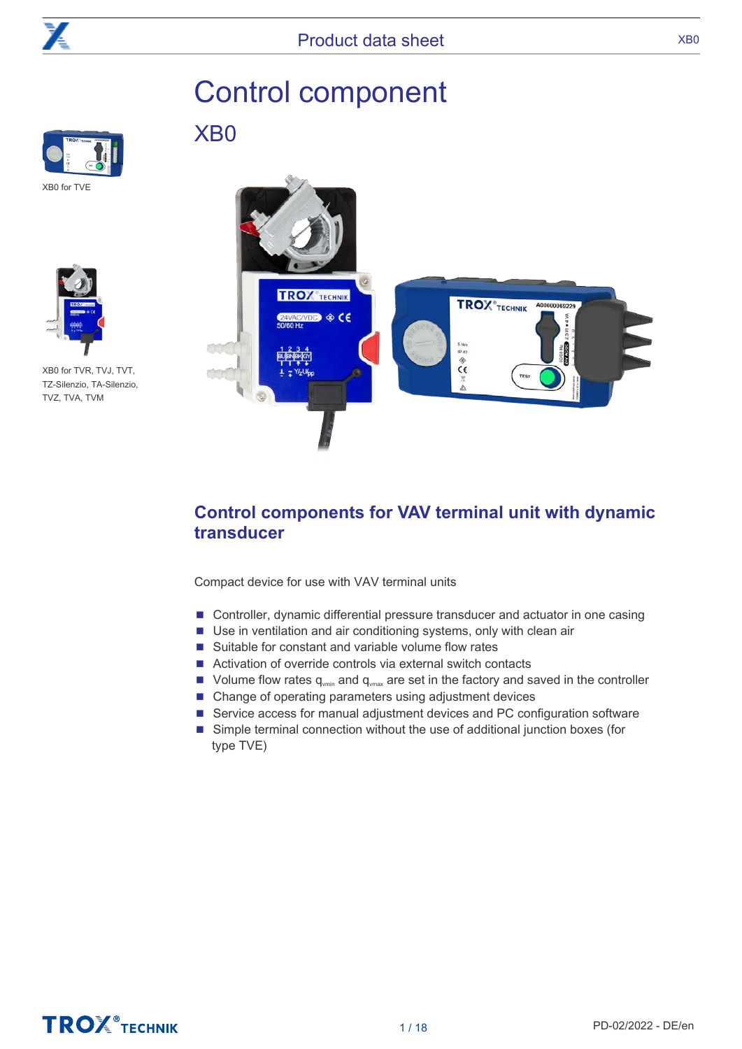# Control component

## XB0

XB0 for TVE

XB0 for TVR, TVJ, TVT, TZ-Silenzio, TA-Silenzio, TVZ, TVA, TVM

## Control components for VAV terminal unit with dynamic transducer

Compact device for use with VAV terminal units

- Controller, dynamic differential pressure transducer and actuator in one casing
- Use in ventilation and air conditioning systems, only with clean air
- Suitable for constant and variable volume flow rates
- Activation of override controls via external switch contacts
- Volume flow rates $q_{vmin}$ and $q_{vmax}$ are set in the factory and saved in the controller
- Change of operating parameters using adjustment devices
- Service access for manual adjustment devices and PC configuration software
- Simple terminal connection without the use of additional junction boxes (for type TVE)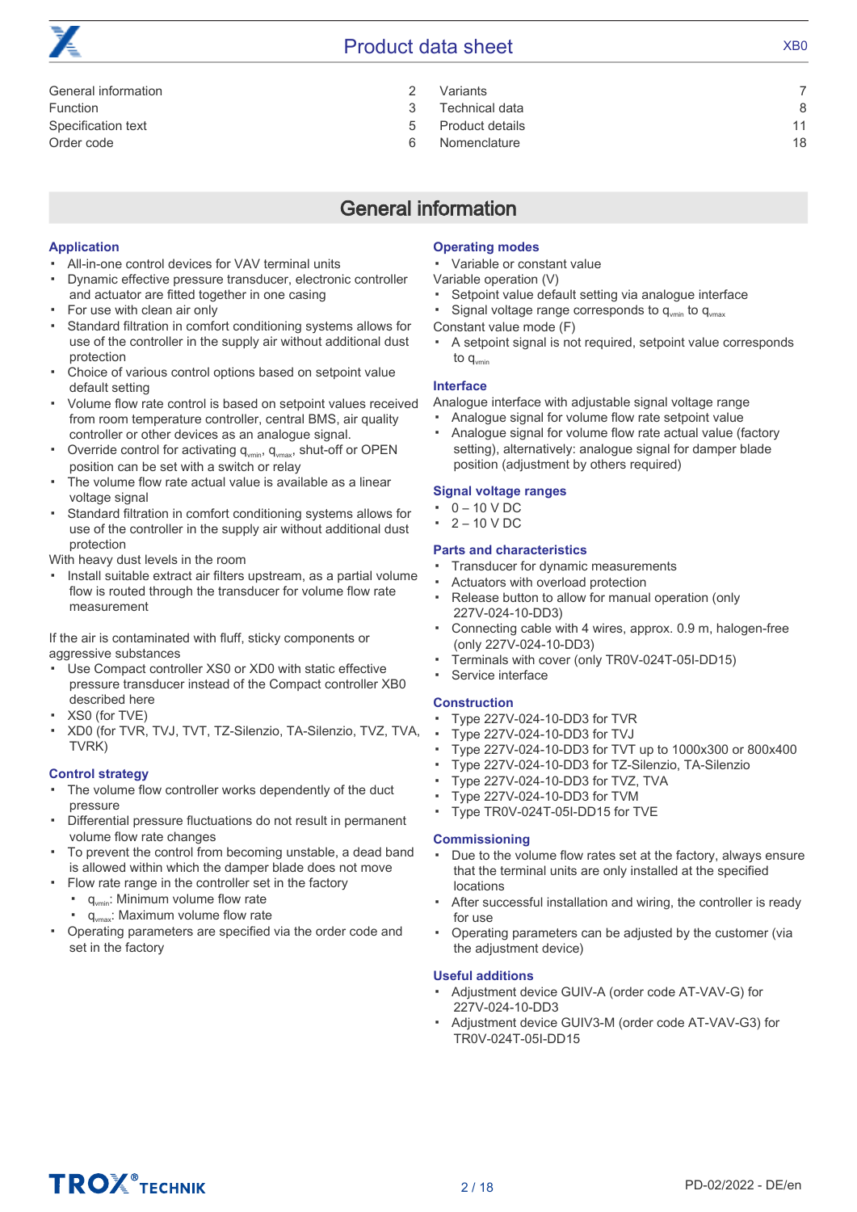| | | | |
|---|---|---|---|
| General information | 2 | Variants | 7 |
| Function | 3 | Technical data | 8 |
| Specification text | 5 | Product details | 11 |
| Order code | 6 | Nomenclature | 18 |

# General information

## Application

- All-in-one control devices for VAV terminal units
- Dynamic effective pressure transducer, electronic controller and actuator are fitted together in one casing
- For use with clean air only
- Standard filtration in comfort conditioning systems allows for use of the controller in the supply air without additional dust protection
- Choice of various control options based on setpoint value default setting
- Volume flow rate control is based on setpoint values received from room temperature controller, central BMS, air quality controller or other devices as an analogue signal.
- Override control for activating $q_{vmin}$, $q_{vmax}$, shut-off or OPEN position can be set with a switch or relay
- The volume flow rate actual value is available as a linear voltage signal
- Standard filtration in comfort conditioning systems allows for use of the controller in the supply air without additional dust protection

With heavy dust levels in the room

- Install suitable extract air filters upstream, as a partial volume flow is routed through the transducer for volume flow rate measurement

If the air is contaminated with fluff, sticky components or aggressive substances

- Use Compact controller XS0 or XD0 with static effective pressure transducer instead of the Compact controller XB0 described here
- XS0 (for TVE)
- XD0 (for TVR, TVJ, TVT, TZ-Silenzio, TA-Silenzio, TVZ, TVA, TVRK)

## Control strategy

- The volume flow controller works dependently of the duct pressure
- Differential pressure fluctuations do not result in permanent volume flow rate changes
- To prevent the control from becoming unstable, a dead band is allowed within which the damper blade does not move
- Flow rate range in the controller set in the factory
  - $q_{vmin}$: Minimum volume flow rate
  - $q_{vmax}$: Maximum volume flow rate
- Operating parameters are specified via the order code and set in the factory

## Operating modes

- Variable or constant value

Variable operation (V)

- Setpoint value default setting via analogue interface
- Signal voltage range corresponds to $q_{vmin}$ to $q_{vmax}$

Constant value mode (F)

- A setpoint signal is not required, setpoint value corresponds to $q_{vmin}$

## Interface

Analogue interface with adjustable signal voltage range

- Analogue signal for volume flow rate setpoint value
- Analogue signal for volume flow rate actual value (factory setting), alternatively: analogue signal for damper blade position (adjustment by others required)

## Signal voltage ranges

- 0 – 10 V DC
- 2 – 10 V DC

## Parts and characteristics

- Transducer for dynamic measurements
- Actuators with overload protection
- Release button to allow for manual operation (only 227V-024-10-DD3)
- Connecting cable with 4 wires, approx. 0.9 m, halogen-free (only 227V-024-10-DD3)
- Terminals with cover (only TR0V-024T-05I-DD15)
- Service interface

## Construction

- Type 227V-024-10-DD3 for TVR
- Type 227V-024-10-DD3 for TVJ
- Type 227V-024-10-DD3 for TVT up to 1000x300 or 800x400
- Type 227V-024-10-DD3 for TZ-Silenzio, TA-Silenzio
- Type 227V-024-10-DD3 for TVZ, TVA
- Type 227V-024-10-DD3 for TVM
- Type TR0V-024T-05I-DD15 for TVE

## Commissioning

- Due to the volume flow rates set at the factory, always ensure that the terminal units are only installed at the specified locations
- After successful installation and wiring, the controller is ready for use
- Operating parameters can be adjusted by the customer (via the adjustment device)

## Useful additions

- Adjustment device GUIV-A (order code AT-VAV-G) for 227V-024-10-DD3
- Adjustment device GUIV3-M (order code AT-VAV-G3) for TR0V-024T-05I-DD15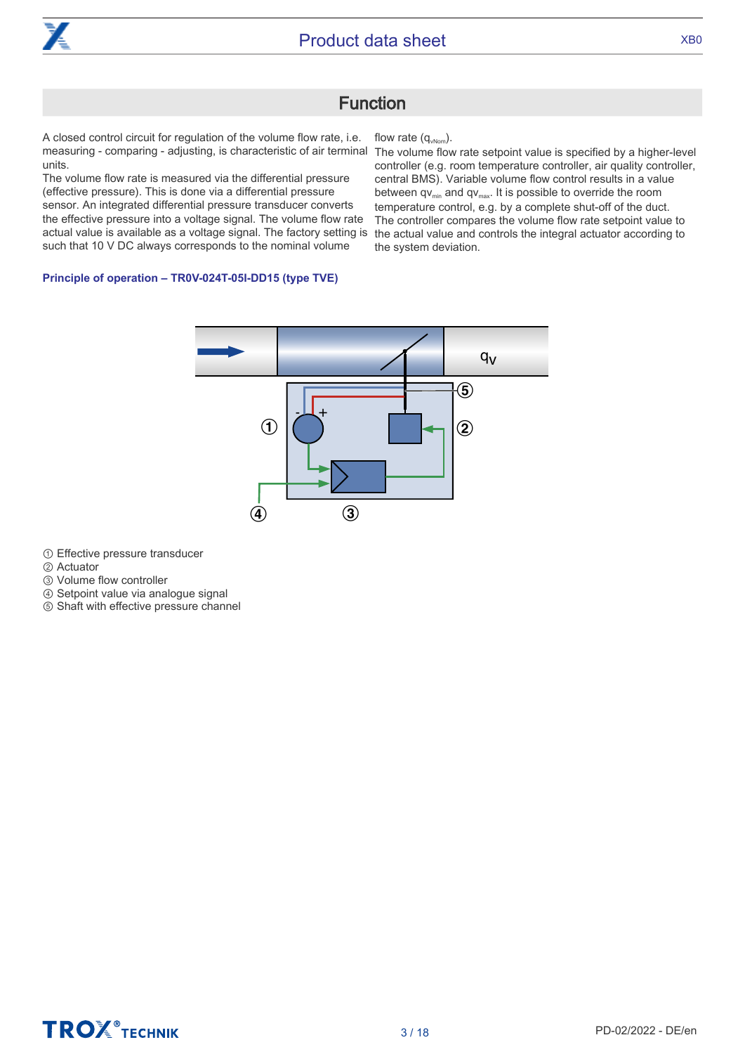## Function

A closed control circuit for regulation of the volume flow rate, i.e. measuring - comparing - adjusting, is characteristic of air terminal units.
The volume flow rate is measured via the differential pressure (effective pressure). This is done via a differential pressure sensor. An integrated differential pressure transducer converts the effective pressure into a voltage signal. The volume flow rate actual value is available as a voltage signal. The factory setting is such that 10 V DC always corresponds to the nominal volume flow rate ($q_{vNom}$).
The volume flow rate setpoint value is specified by a higher-level controller (e.g. room temperature controller, air quality controller, central BMS). Variable volume flow control results in a value between $qv_{min}$ and $qv_{max}$. It is possible to override the room temperature control, e.g. by a complete shut-off of the duct.
The controller compares the volume flow rate setpoint value to the actual value and controls the integral actuator according to the system deviation.

**Principle of operation – TR0V-024T-05I-DD15 (type TVE)**

① Effective pressure transducer
② Actuator
③ Volume flow controller
④ Setpoint value via analogue signal
⑤ Shaft with effective pressure channel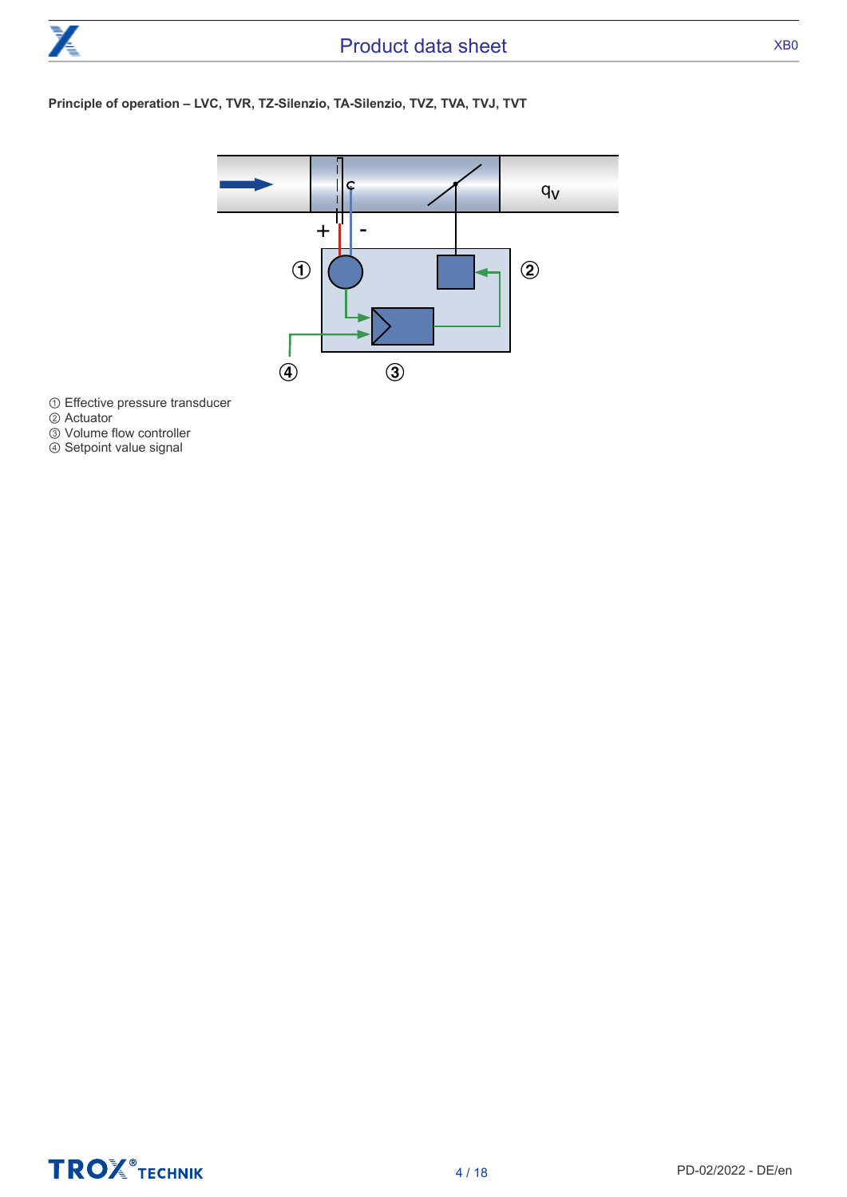**Principle of operation – LVC, TVR, TZ-Silenzio, TA-Silenzio, TVZ, TVA, TVJ, TVT**

① Effective pressure transducer
② Actuator
③ Volume flow controller
④ Setpoint value signal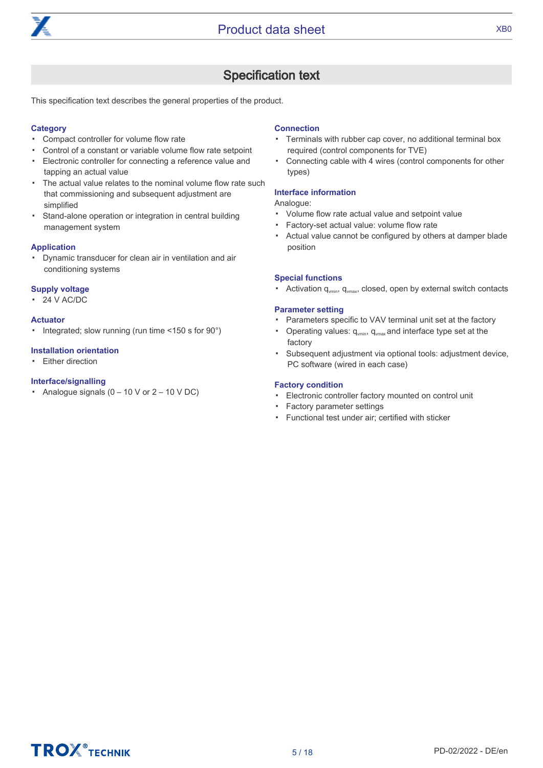## Specification text

This specification text describes the general properties of the product.

### Category

- Compact controller for volume flow rate
- Control of a constant or variable volume flow rate setpoint
- Electronic controller for connecting a reference value and tapping an actual value
- The actual value relates to the nominal volume flow rate such that commissioning and subsequent adjustment are simplified
- Stand-alone operation or integration in central building management system

### Application

- Dynamic transducer for clean air in ventilation and air conditioning systems

### Supply voltage

- 24 V AC/DC

### Actuator

- Integrated; slow running (run time <150 s for 90°)

### Installation orientation

- Either direction

### Interface/signalling

- Analogue signals (0 – 10 V or 2 – 10 V DC)

### Connection

- Terminals with rubber cap cover, no additional terminal box required (control components for TVE)
- Connecting cable with 4 wires (control components for other types)

### Interface information

Analogue:

- Volume flow rate actual value and setpoint value
- Factory-set actual value: volume flow rate
- Actual value cannot be configured by others at damper blade position

### Special functions

- Activation $q_{vmin}$, $q_{vmax}$, closed, open by external switch contacts

### Parameter setting

- Parameters specific to VAV terminal unit set at the factory
- Operating values: $q_{vmin}$, $q_{vmax}$ and interface type set at the factory
- Subsequent adjustment via optional tools: adjustment device, PC software (wired in each case)

### Factory condition

- Electronic controller factory mounted on control unit
- Factory parameter settings
- Functional test under air; certified with sticker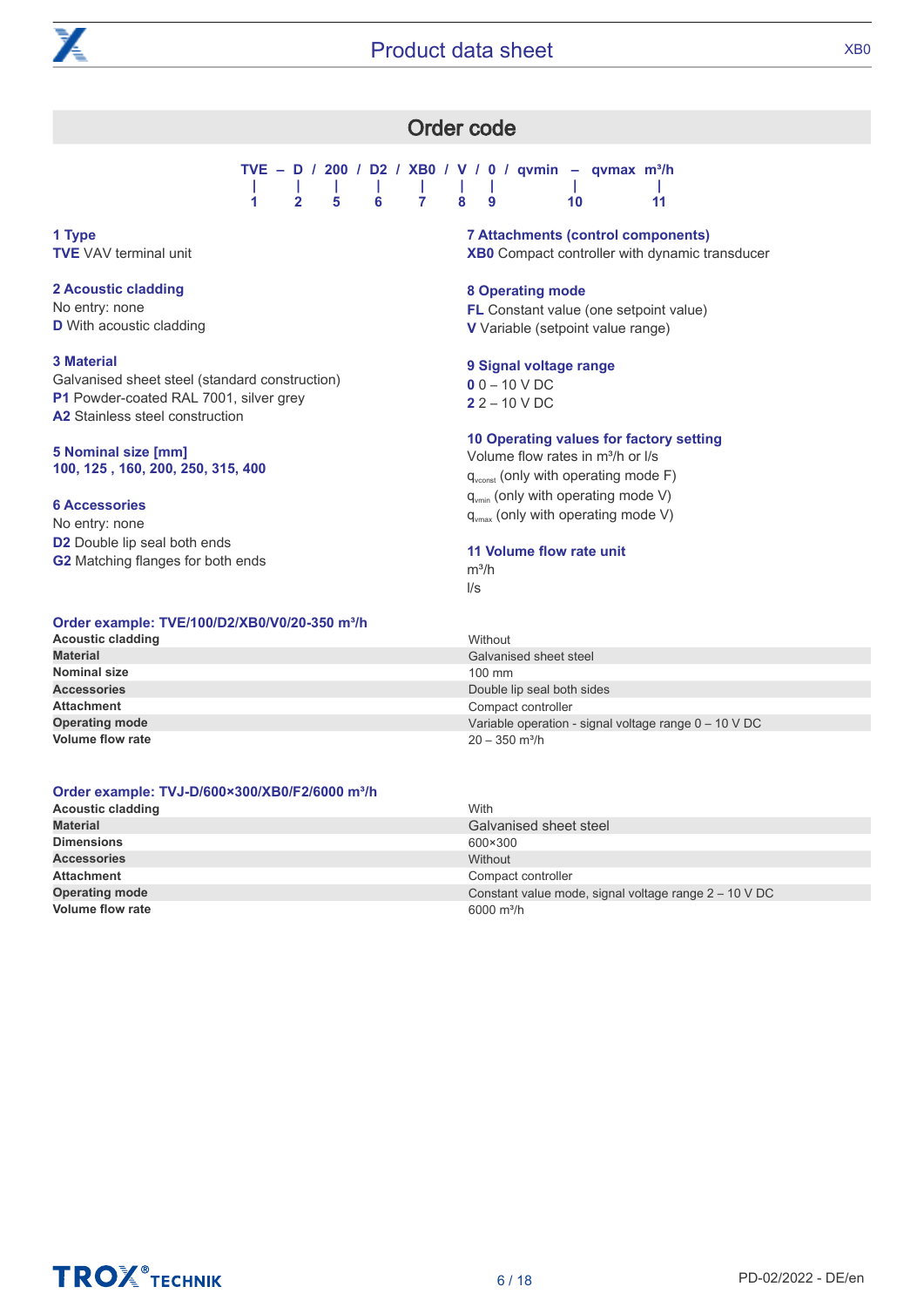## Order code

```
TVE – D / 200 / D2 / XB0 / V / 0 / qvmin – qvmax m³/h
 |    |    |     |     |    |   |     |        |
 1    2    5     6     7    8   9    10       11
```

**1 Type**
**TVE** VAV terminal unit

**2 Acoustic cladding**
No entry: none
**D** With acoustic cladding

**3 Material**
Galvanised sheet steel (standard construction)
**P1** Powder-coated RAL 7001, silver grey
**A2** Stainless steel construction

**5 Nominal size [mm]**
**100, 125 , 160, 200, 250, 315, 400**

**6 Accessories**
No entry: none
**D2** Double lip seal both ends
**G2** Matching flanges for both ends

**7 Attachments (control components)**
**XB0** Compact controller with dynamic transducer

**8 Operating mode**
**FL** Constant value (one setpoint value)
**V** Variable (setpoint value range)

**9 Signal voltage range**
**0** 0 – 10 V DC
**2** 2 – 10 V DC

**10 Operating values for factory setting**
Volume flow rates in m³/h or l/s
$q_{vconst}$ (only with operating mode F)
$q_{vmin}$ (only with operating mode V)
$q_{vmax}$ (only with operating mode V)

**11 Volume flow rate unit**
m³/h
l/s

**Order example: TVE/100/D2/XB0/V0/20-350 m³/h**

| | |
|---|---|
| **Acoustic cladding** | Without |
| **Material** | Galvanised sheet steel |
| **Nominal size** | 100 mm |
| **Accessories** | Double lip seal both sides |
| **Attachment** | Compact controller |
| **Operating mode** | Variable operation - signal voltage range 0 – 10 V DC |
| **Volume flow rate** | 20 – 350 m³/h |

**Order example: TVJ-D/600×300/XB0/F2/6000 m³/h**

| | |
|---|---|
| **Acoustic cladding** | With |
| **Material** | Galvanised sheet steel |
| **Dimensions** | 600×300 |
| **Accessories** | Without |
| **Attachment** | Compact controller |
| **Operating mode** | Constant value mode, signal voltage range 2 – 10 V DC |
| **Volume flow rate** | 6000 m³/h |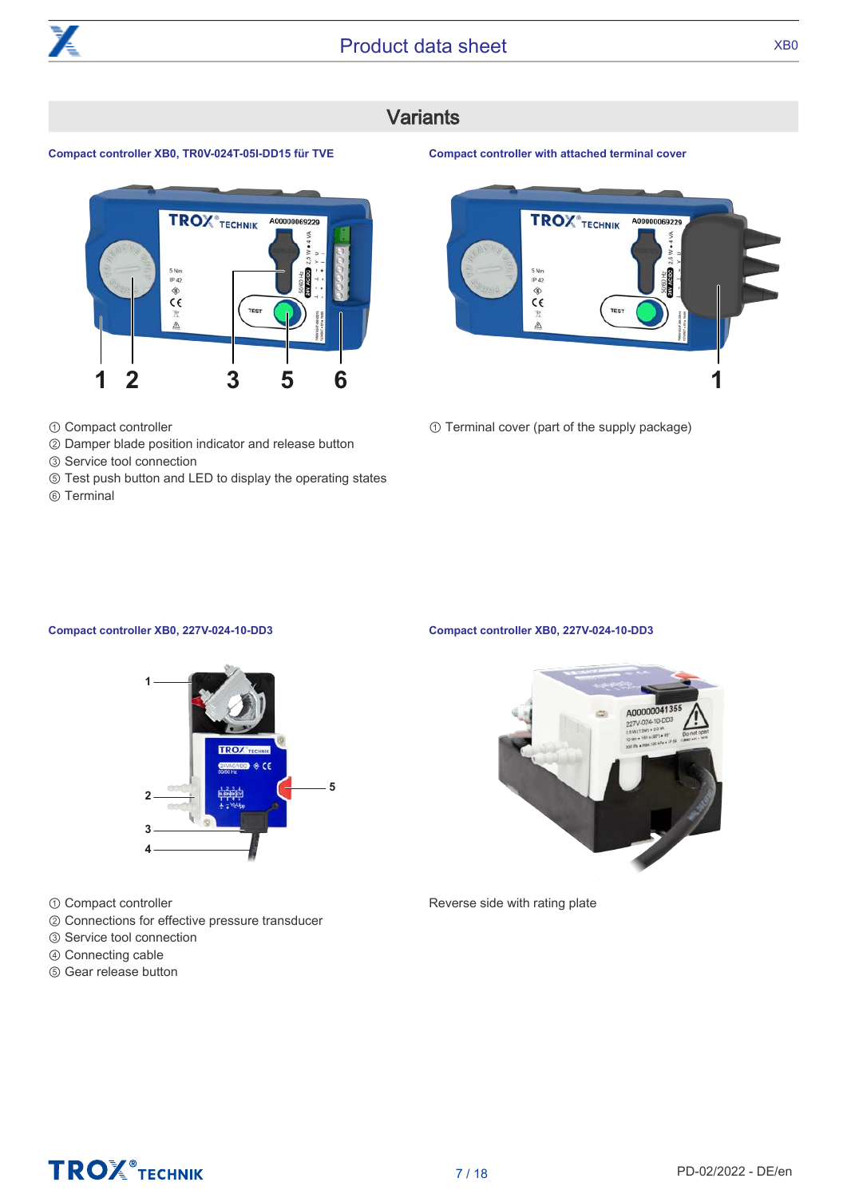## Variants

**Compact controller XB0, TR0V-024T-05I-DD15 für TVE**

① Compact controller
② Damper blade position indicator and release button
③ Service tool connection
⑤ Test push button and LED to display the operating states
⑥ Terminal

**Compact controller with attached terminal cover**

① Terminal cover (part of the supply package)

**Compact controller XB0, 227V-024-10-DD3**

① Compact controller
② Connections for effective pressure transducer
③ Service tool connection
④ Connecting cable
⑤ Gear release button

**Compact controller XB0, 227V-024-10-DD3**

Reverse side with rating plate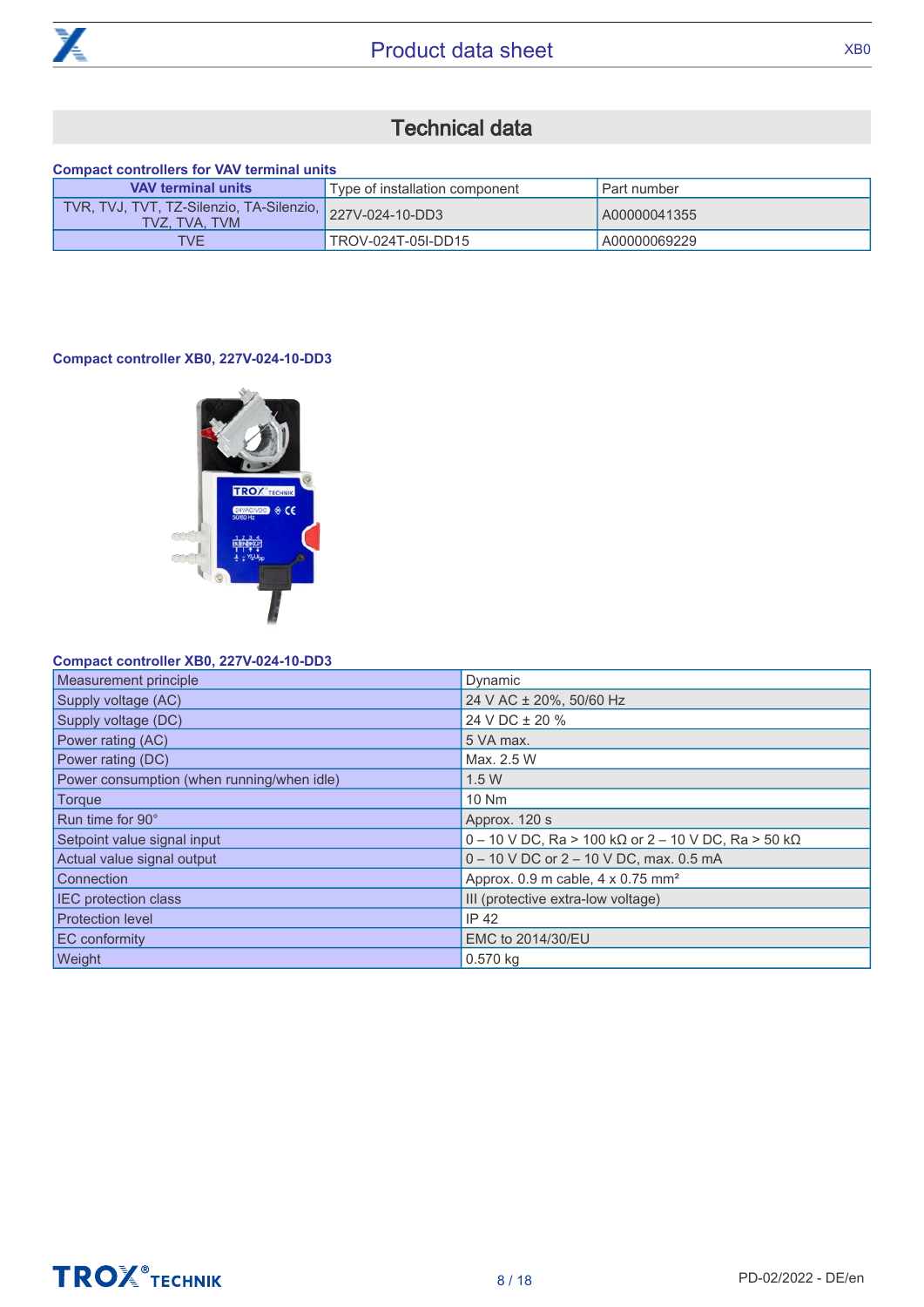## Technical data

**Compact controllers for VAV terminal units**

| VAV terminal units | Type of installation component | Part number |
|---|---|---|
| TVR, TVJ, TVT, TZ-Silenzio, TA-Silenzio, TVZ, TVA, TVM | 227V-024-10-DD3 | A00000041355 |
| TVE | TROV-024T-05I-DD15 | A00000069229 |

**Compact controller XB0, 227V-024-10-DD3**

**Compact controller XB0, 227V-024-10-DD3**

| | |
|---|---|
| Measurement principle | Dynamic |
| Supply voltage (AC) | 24 V AC ± 20%, 50/60 Hz |
| Supply voltage (DC) | 24 V DC ± 20 % |
| Power rating (AC) | 5 VA max. |
| Power rating (DC) | Max. 2.5 W |
| Power consumption (when running/when idle) | 1.5 W |
| Torque | 10 Nm |
| Run time for 90° | Approx. 120 s |
| Setpoint value signal input | 0 – 10 V DC, Ra > 100 kΩ or 2 – 10 V DC, Ra > 50 kΩ |
| Actual value signal output | 0 – 10 V DC or 2 – 10 V DC, max. 0.5 mA |
| Connection | Approx. 0.9 m cable, 4 x 0.75 mm² |
| IEC protection class | III (protective extra-low voltage) |
| Protection level | IP 42 |
| EC conformity | EMC to 2014/30/EU |
| Weight | 0.570 kg |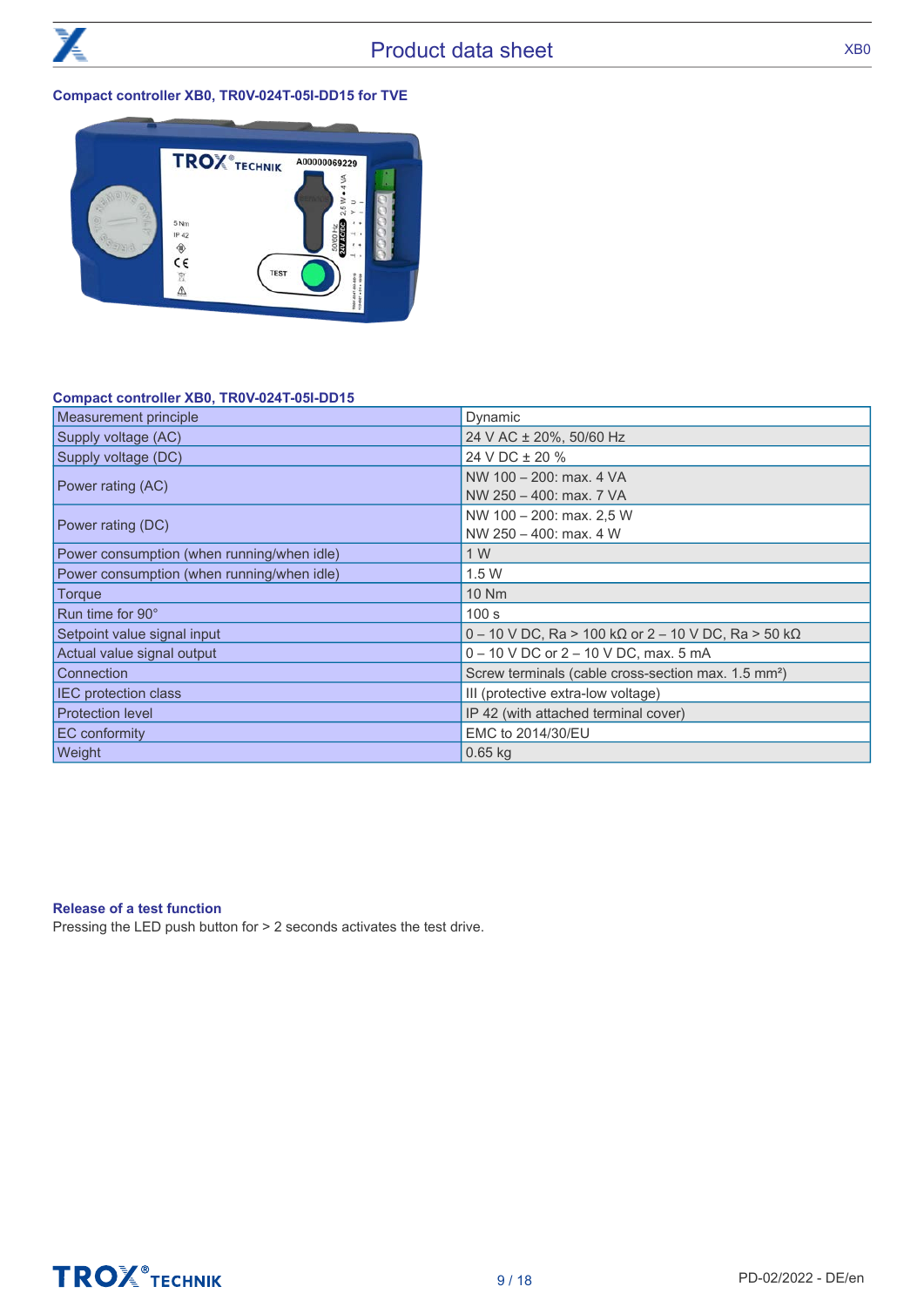### Compact controller XB0, TR0V-024T-05I-DD15 for TVE

### Compact controller XB0, TR0V-024T-05I-DD15

| Compact controller XB0, TR0V-024T-05I-DD15 | |
|---|---|
| Measurement principle | Dynamic |
| Supply voltage (AC) | 24 V AC ± 20%, 50/60 Hz |
| Supply voltage (DC) | 24 V DC ± 20 % |
| Power rating (AC) | NW 100 – 200: max. 4 VA<br>NW 250 – 400: max. 7 VA |
| Power rating (DC) | NW 100 – 200: max. 2,5 W<br>NW 250 – 400: max. 4 W |
| Power consumption (when running/when idle) | 1 W |
| Power consumption (when running/when idle) | 1.5 W |
| Torque | 10 Nm |
| Run time for 90° | 100 s |
| Setpoint value signal input | 0 – 10 V DC, Ra > 100 kΩ or 2 – 10 V DC, Ra > 50 kΩ |
| Actual value signal output | 0 – 10 V DC or 2 – 10 V DC, max. 5 mA |
| Connection | Screw terminals (cable cross-section max. 1.5 mm²) |
| IEC protection class | III (protective extra-low voltage) |
| Protection level | IP 42 (with attached terminal cover) |
| EC conformity | EMC to 2014/30/EU |
| Weight | 0.65 kg |

### Release of a test function

Pressing the LED push button for > 2 seconds activates the test drive.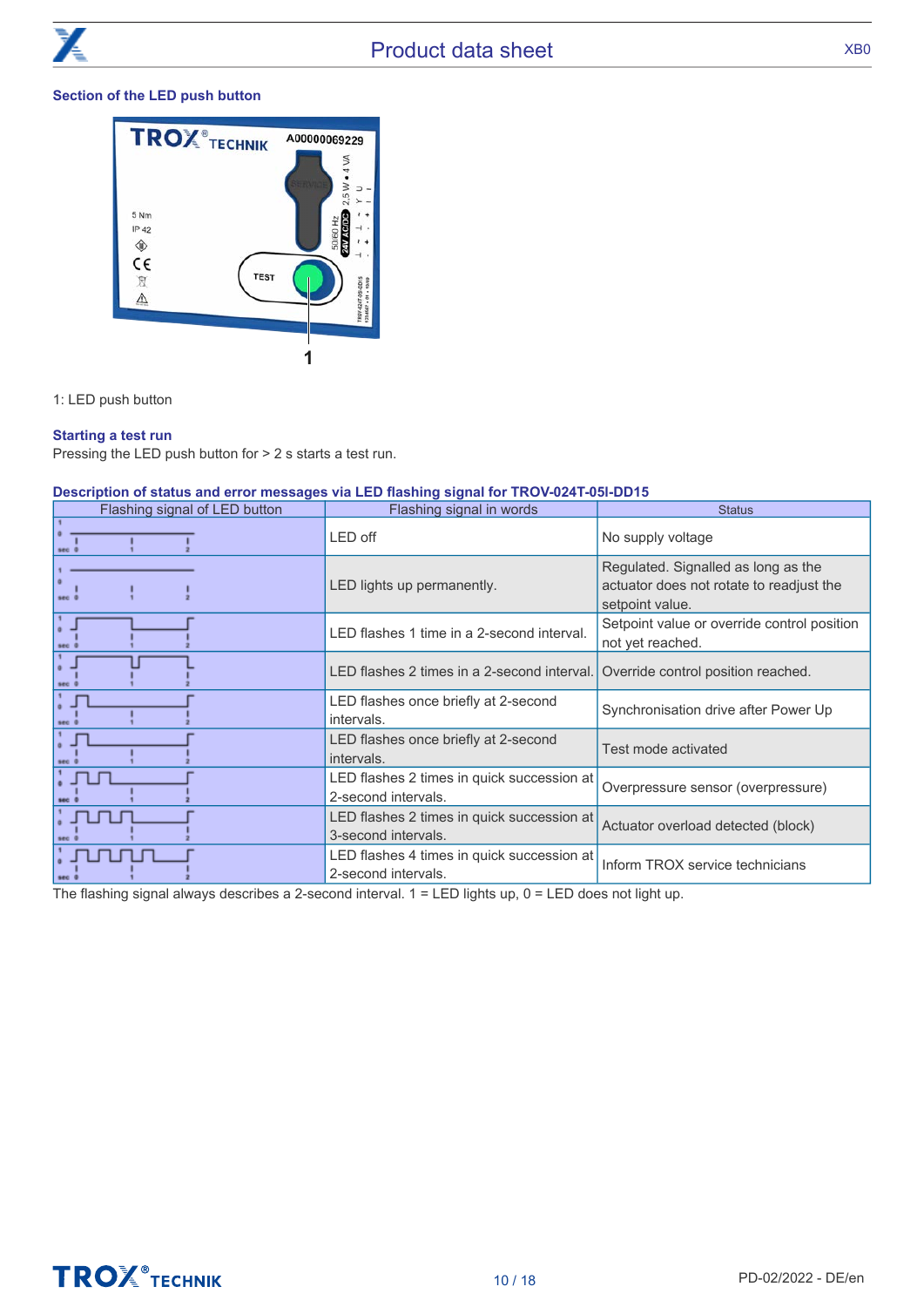## Section of the LED push button

1: LED push button

### Starting a test run

Pressing the LED push button for > 2 s starts a test run.

### Description of status and error messages via LED flashing signal for TROV-024T-05I-DD15

| Flashing signal of LED button | Flashing signal in words | Status |
|---|---|---|
| | LED off | No supply voltage |
| | LED lights up permanently. | Regulated. Signalled as long as the actuator does not rotate to readjust the setpoint value. |
| | LED flashes 1 time in a 2-second interval. | Setpoint value or override control position not yet reached. |
| | LED flashes 2 times in a 2-second interval. | Override control position reached. |
| | LED flashes once briefly at 2-second intervals. | Synchronisation drive after Power Up |
| | LED flashes once briefly at 2-second intervals. | Test mode activated |
| | LED flashes 2 times in quick succession at 2-second intervals. | Overpressure sensor (overpressure) |
| | LED flashes 2 times in quick succession at 3-second intervals. | Actuator overload detected (block) |
| | LED flashes 4 times in quick succession at 2-second intervals. | Inform TROX service technicians |

The flashing signal always describes a 2-second interval. 1 = LED lights up, 0 = LED does not light up.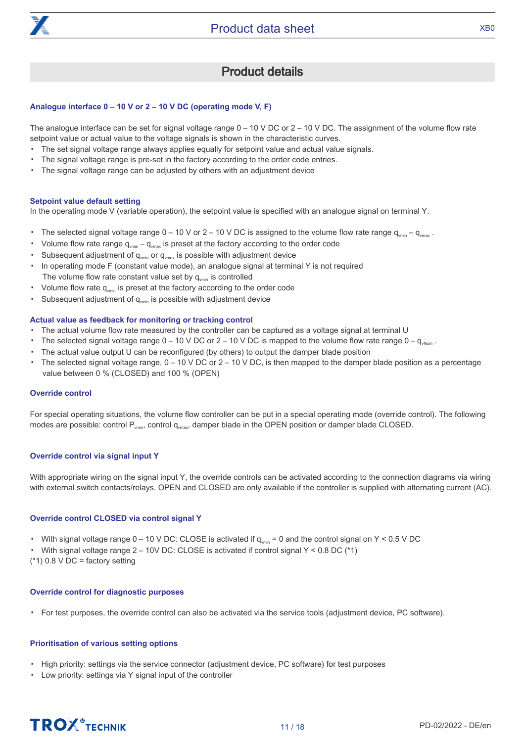## Product details

### Analogue interface 0 – 10 V or 2 – 10 V DC (operating mode V, F)

The analogue interface can be set for signal voltage range 0 – 10 V DC or 2 – 10 V DC. The assignment of the volume flow rate setpoint value or actual value to the voltage signals is shown in the characteristic curves.

- The set signal voltage range always applies equally for setpoint value and actual value signals.
- The signal voltage range is pre-set in the factory according to the order code entries.
- The signal voltage range can be adjusted by others with an adjustment device

### Setpoint value default setting

In the operating mode V (variable operation), the setpoint value is specified with an analogue signal on terminal Y.

- The selected signal voltage range 0 – 10 V or 2 – 10 V DC is assigned to the volume flow rate range $q_{vmin}$ – $q_{vmax}$ .
- Volume flow rate range $q_{vmin}$ – $q_{vmax}$ is preset at the factory according to the order code
- Subsequent adjustment of $q_{vmin}$ or $q_{vmax}$ is possible with adjustment device
- In operating mode F (constant value mode), an analogue signal at terminal Y is not required
  The volume flow rate constant value set by $q_{vmin}$ is controlled
- Volume flow rate $q_{vmin}$ is preset at the factory according to the order code
- Subsequent adjustment of $q_{vmin}$ is possible with adjustment device

### Actual value as feedback for monitoring or tracking control

- The actual volume flow rate measured by the controller can be captured as a voltage signal at terminal U
- The selected signal voltage range 0 – 10 V DC or 2 – 10 V DC is mapped to the volume flow rate range 0 – $q_{vNom}$ .
- The actual value output U can be reconfigured (by others) to output the damper blade position
- The selected signal voltage range, 0 – 10 V DC or 2 – 10 V DC, is then mapped to the damper blade position as a percentage value between 0 % (CLOSED) and 100 % (OPEN)

### Override control

For special operating situations, the volume flow controller can be put in a special operating mode (override control). The following modes are possible: control $P_{vmin}$, control $q_{vmax}$, damper blade in the OPEN position or damper blade CLOSED.

### Override control via signal input Y

With appropriate wiring on the signal input Y, the override controls can be activated according to the connection diagrams via wiring with external switch contacts/relays. OPEN and CLOSED are only available if the controller is supplied with alternating current (AC).

### Override control CLOSED via control signal Y

- With signal voltage range 0 – 10 V DC: CLOSE is activated if $q_{vmin}$ = 0 and the control signal on Y < 0.5 V DC
- With signal voltage range 2 – 10V DC: CLOSE is activated if control signal Y < 0.8 DC (*1)

(*1) 0.8 V DC = factory setting

### Override control for diagnostic purposes

- For test purposes, the override control can also be activated via the service tools (adjustment device, PC software).

### Prioritisation of various setting options

- High priority: settings via the service connector (adjustment device, PC software) for test purposes
- Low priority: settings via Y signal input of the controller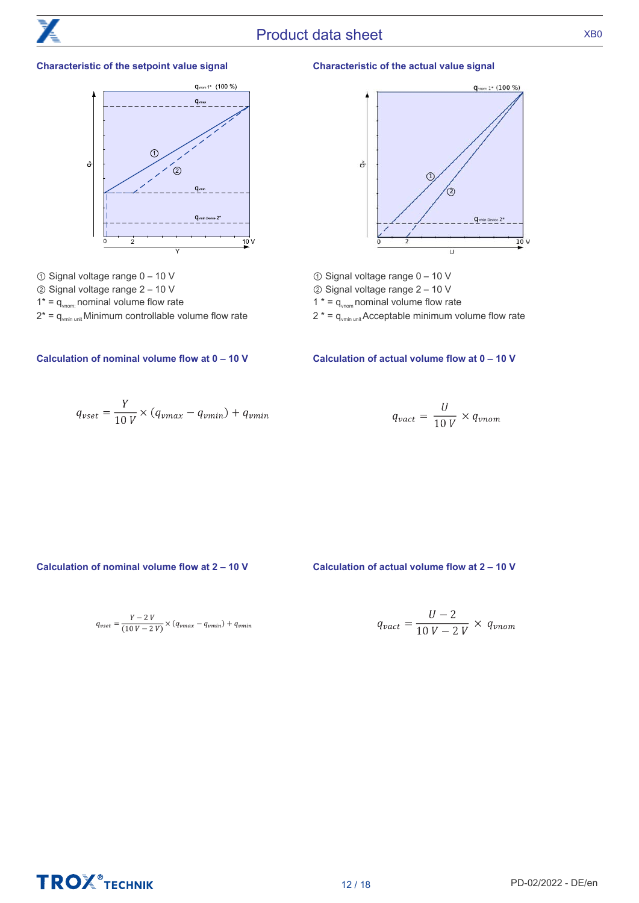## Characteristic of the setpoint value signal

① Signal voltage range 0 – 10 V
② Signal voltage range 2 – 10 V
1* = $q_{vnom;}$ nominal volume flow rate
2* = $q_{vmin\ unit}$ Minimum controllable volume flow rate

## Characteristic of the actual value signal

① Signal voltage range 0 – 10 V
② Signal voltage range 2 – 10 V
1 * = $q_{vnom}$ nominal volume flow rate
2 * = $q_{vmin\ unit}$ Acceptable minimum volume flow rate

## Calculation of nominal volume flow at 0 – 10 V

$$q_{vset} = \frac{Y}{10\ V} \times (q_{vmax} - q_{vmin}) + q_{vmin}$$

## Calculation of actual volume flow at 0 – 10 V

$$q_{vact} = \frac{U}{10\ V} \times q_{vnom}$$

## Calculation of nominal volume flow at 2 – 10 V

$$q_{vset} = \frac{Y - 2\ V}{(10\ V - 2\ V)} \times (q_{vmax} - q_{vmin}) + q_{vmin}$$

## Calculation of actual volume flow at 2 – 10 V

$$q_{vact} = \frac{U - 2}{10\ V - 2\ V} \times q_{vnom}$$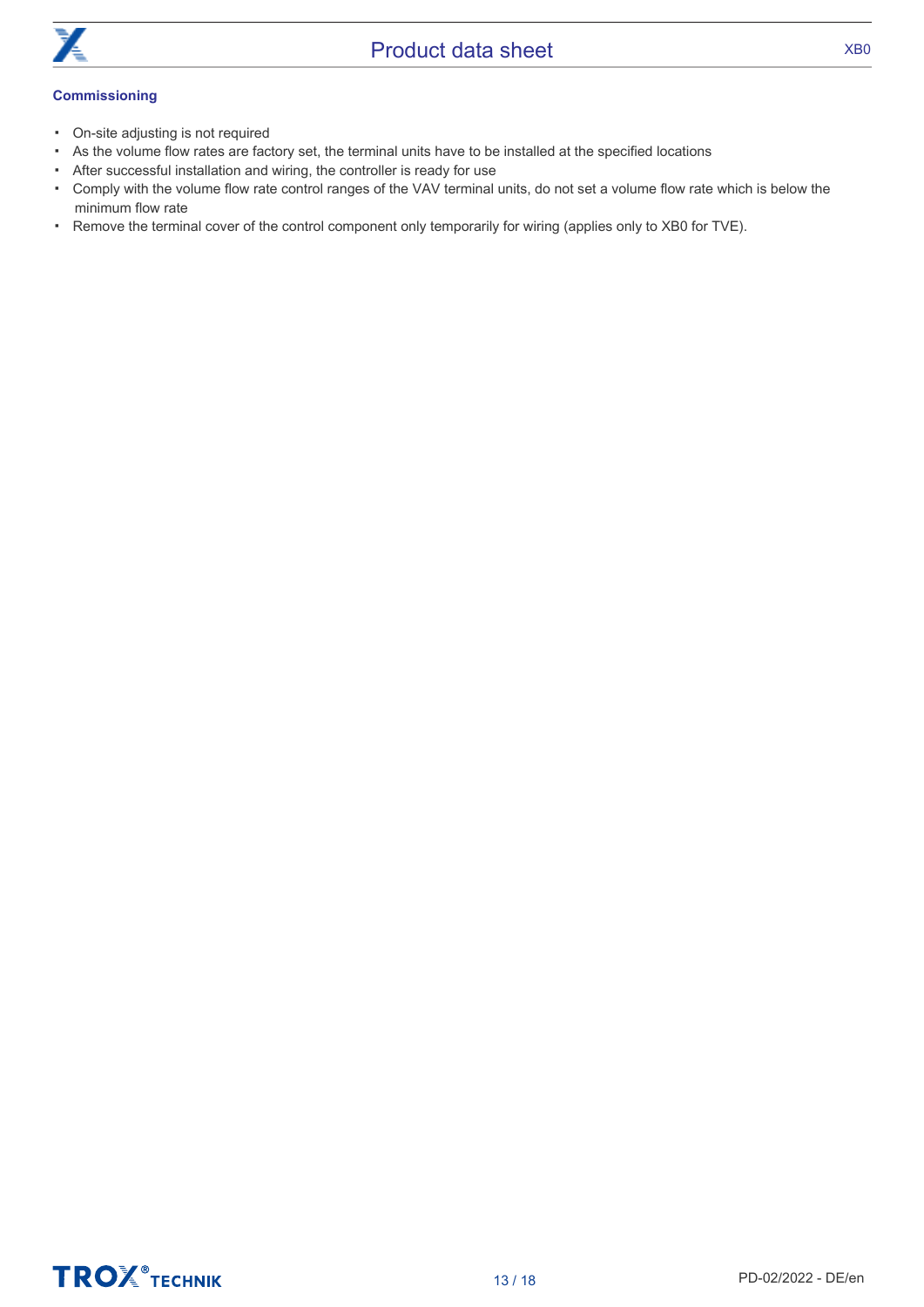## Commissioning

- On-site adjusting is not required
- As the volume flow rates are factory set, the terminal units have to be installed at the specified locations
- After successful installation and wiring, the controller is ready for use
- Comply with the volume flow rate control ranges of the VAV terminal units, do not set a volume flow rate which is below the minimum flow rate
- Remove the terminal cover of the control component only temporarily for wiring (applies only to XB0 for TVE).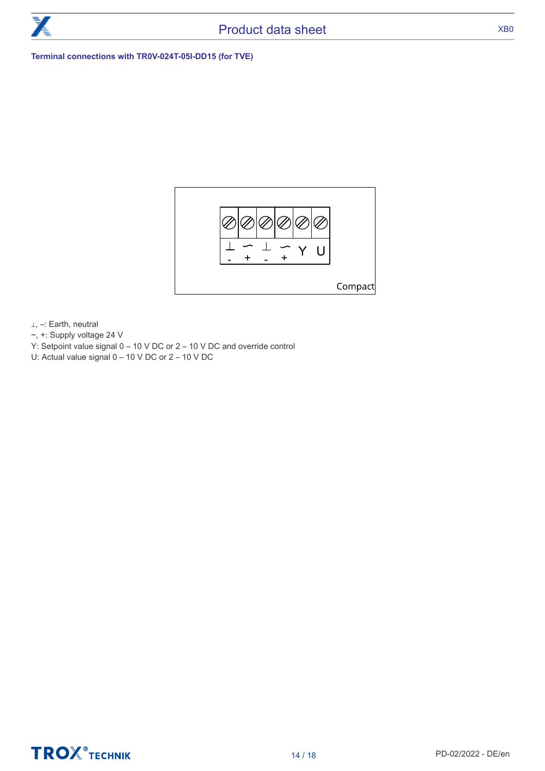**Terminal connections with TR0V-024T-05I-DD15 (for TVE)**

| ⊥ | ~ | ⊥ | ~ | Y | U |
|---|---|---|---|---|---|
| - | + | - | + | | |

Compact

⊥, –: Earth, neutral
~, +: Supply voltage 24 V
Y: Setpoint value signal 0 – 10 V DC or 2 – 10 V DC and override control
U: Actual value signal 0 – 10 V DC or 2 – 10 V DC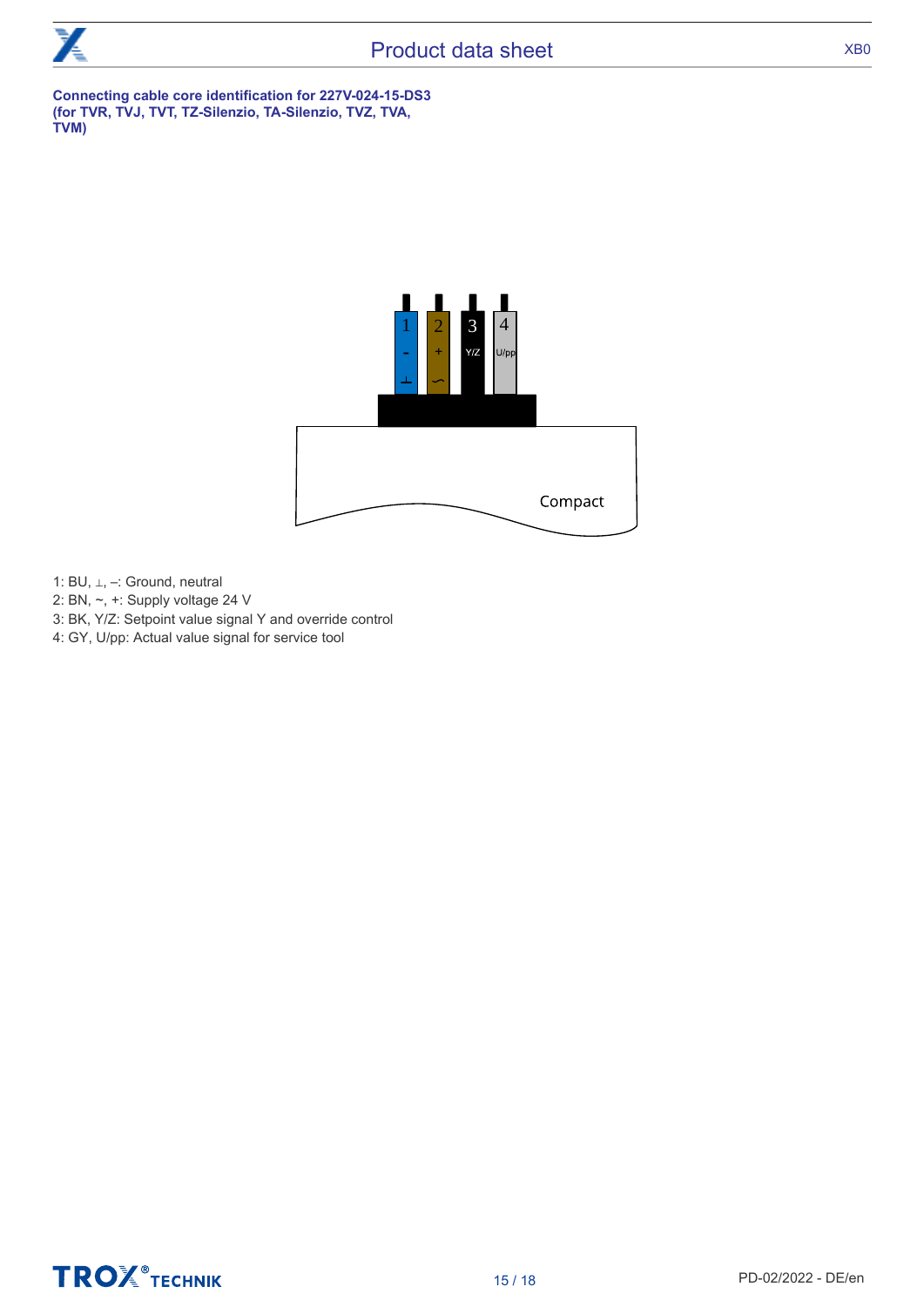**Connecting cable core identification for 227V-024-15-DS3 (for TVR, TVJ, TVT, TZ-Silenzio, TA-Silenzio, TVZ, TVA, TVM)**

1: BU, ⊥, –: Ground, neutral
2: BN, ~, +: Supply voltage 24 V
3: BK, Y/Z: Setpoint value signal Y and override control
4: GY, U/pp: Actual value signal for service tool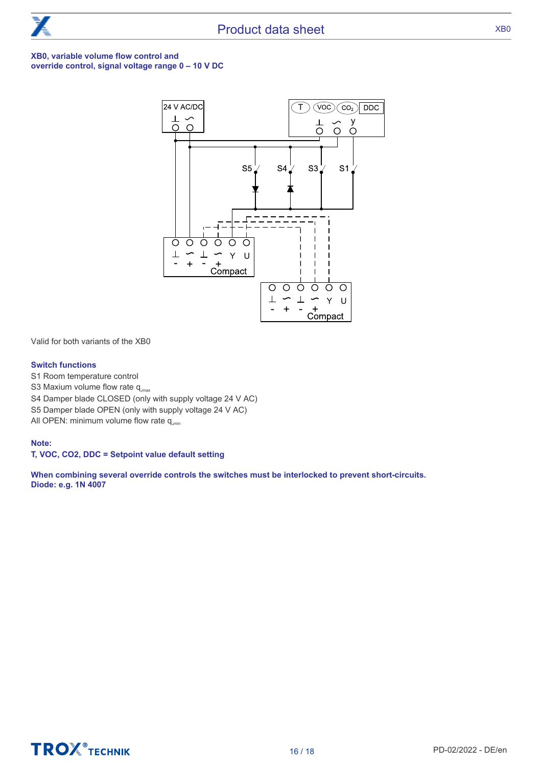**XB0, variable volume flow control and override control, signal voltage range 0 – 10 V DC**

Valid for both variants of the XB0

**Switch functions**

S1 Room temperature control
S3 Maxium volume flow rate $q_{vmax}$
S4 Damper blade CLOSED (only with supply voltage 24 V AC)
S5 Damper blade OPEN (only with supply voltage 24 V AC)
All OPEN: minimum volume flow rate $q_{vmin}$

**Note:**
**T, VOC, CO2, DDC = Setpoint value default setting**

**When combining several override controls the switches must be interlocked to prevent short-circuits.**
**Diode: e.g. 1N 4007**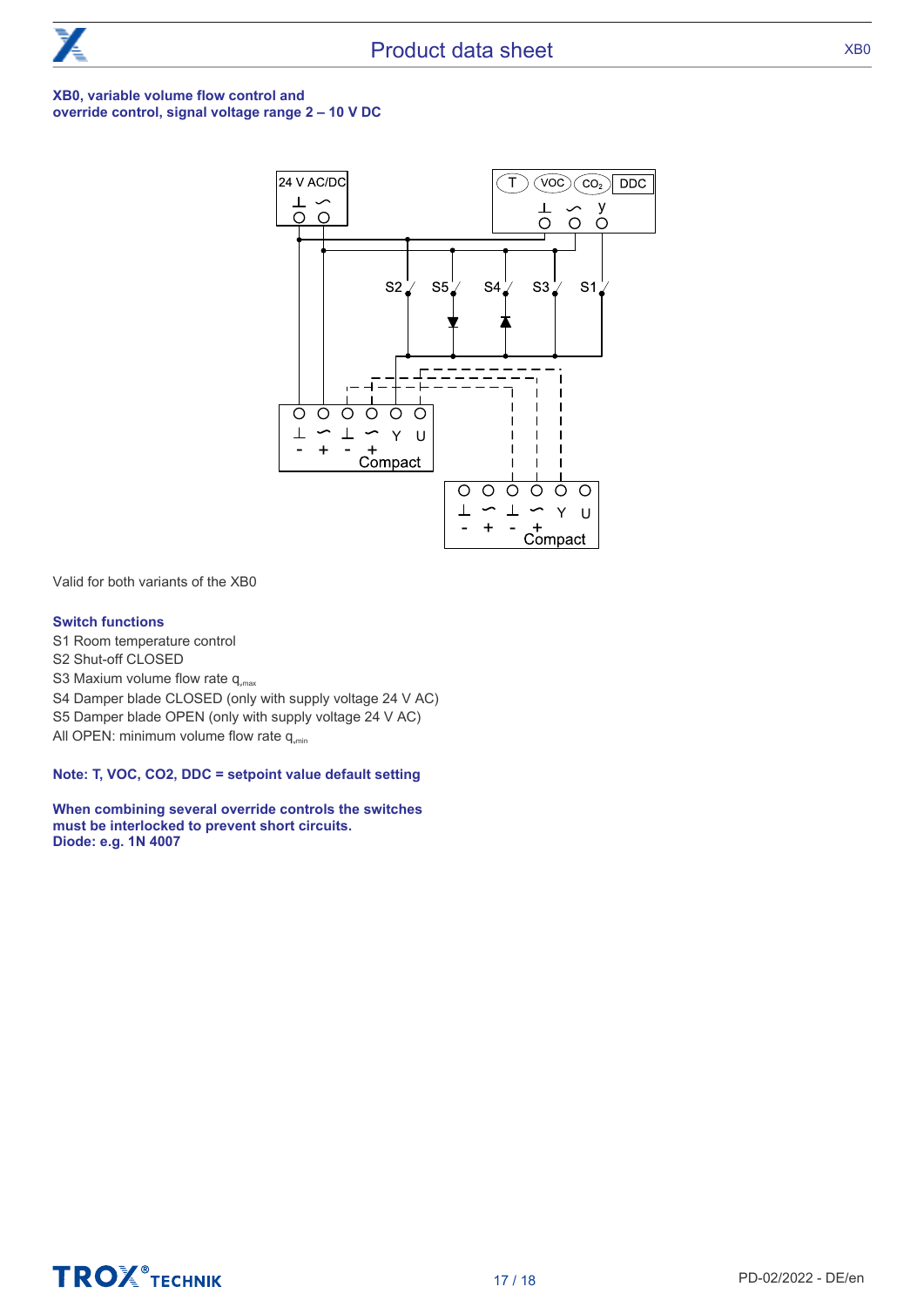**XB0, variable volume flow control and override control, signal voltage range 2 – 10 V DC**

Valid for both variants of the XB0

**Switch functions**

S1 Room temperature control
S2 Shut-off CLOSED
S3 Maxium volume flow rate $q_{vmax}$
S4 Damper blade CLOSED (only with supply voltage 24 V AC)
S5 Damper blade OPEN (only with supply voltage 24 V AC)
All OPEN: minimum volume flow rate $q_{vmin}$

**Note: T, VOC, CO2, DDC = setpoint value default setting**

**When combining several override controls the switches must be interlocked to prevent short circuits.**
**Diode: e.g. 1N 4007**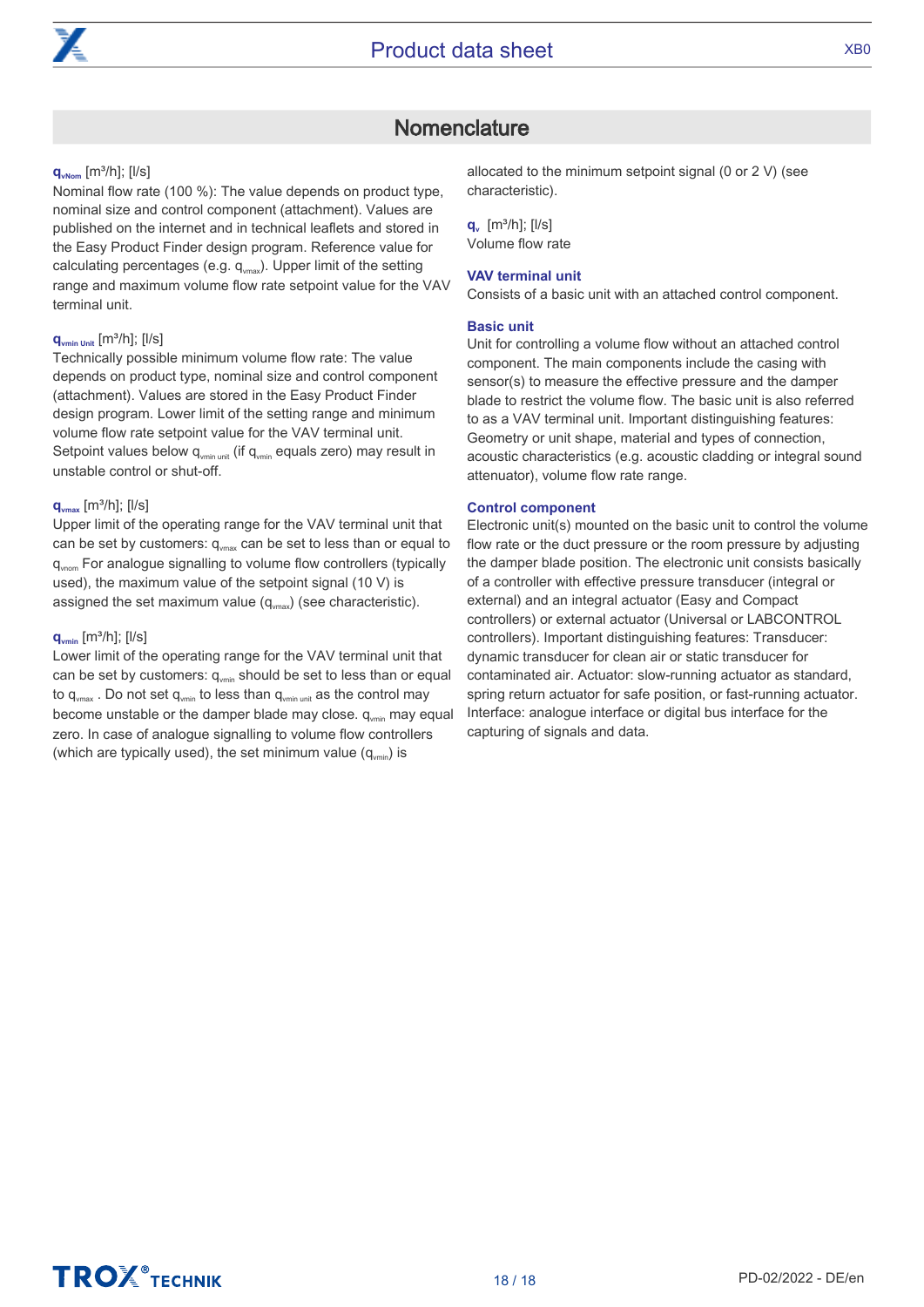## Nomenclature

**$q_{vNom}$** [m³/h]; [l/s]
Nominal flow rate (100 %): The value depends on product type, nominal size and control component (attachment). Values are published on the internet and in technical leaflets and stored in the Easy Product Finder design program. Reference value for calculating percentages (e.g. $q_{vmax}$). Upper limit of the setting range and maximum volume flow rate setpoint value for the VAV terminal unit.

**$q_{vmin\ Unit}$** [m³/h]; [l/s]
Technically possible minimum volume flow rate: The value depends on product type, nominal size and control component (attachment). Values are stored in the Easy Product Finder design program. Lower limit of the setting range and minimum volume flow rate setpoint value for the VAV terminal unit. Setpoint values below $q_{vmin\ unit}$ (if $q_{vmin}$ equals zero) may result in unstable control or shut-off.

**$q_{vmax}$** [m³/h]; [l/s]
Upper limit of the operating range for the VAV terminal unit that can be set by customers: $q_{vmax}$ can be set to less than or equal to $q_{vnom}$ For analogue signalling to volume flow controllers (typically used), the maximum value of the setpoint signal (10 V) is assigned the set maximum value ($q_{vmax}$) (see characteristic).

**$q_{vmin}$** [m³/h]; [l/s]
Lower limit of the operating range for the VAV terminal unit that can be set by customers: $q_{vmin}$ should be set to less than or equal to $q_{vmax}$ . Do not set $q_{vmin}$ to less than $q_{vmin\ unit}$ as the control may become unstable or the damper blade may close. $q_{vmin}$ may equal zero. In case of analogue signalling to volume flow controllers (which are typically used), the set minimum value ($q_{vmin}$) is allocated to the minimum setpoint signal (0 or 2 V) (see characteristic).

**$q_v$** [m³/h]; [l/s]
Volume flow rate

**VAV terminal unit**
Consists of a basic unit with an attached control component.

**Basic unit**
Unit for controlling a volume flow without an attached control component. The main components include the casing with sensor(s) to measure the effective pressure and the damper blade to restrict the volume flow. The basic unit is also referred to as a VAV terminal unit. Important distinguishing features: Geometry or unit shape, material and types of connection, acoustic characteristics (e.g. acoustic cladding or integral sound attenuator), volume flow rate range.

**Control component**
Electronic unit(s) mounted on the basic unit to control the volume flow rate or the duct pressure or the room pressure by adjusting the damper blade position. The electronic unit consists basically of a controller with effective pressure transducer (integral or external) and an integral actuator (Easy and Compact controllers) or external actuator (Universal or LABCONTROL controllers). Important distinguishing features: Transducer: dynamic transducer for clean air or static transducer for contaminated air. Actuator: slow-running actuator as standard, spring return actuator for safe position, or fast-running actuator. Interface: analogue interface or digital bus interface for the capturing of signals and data.